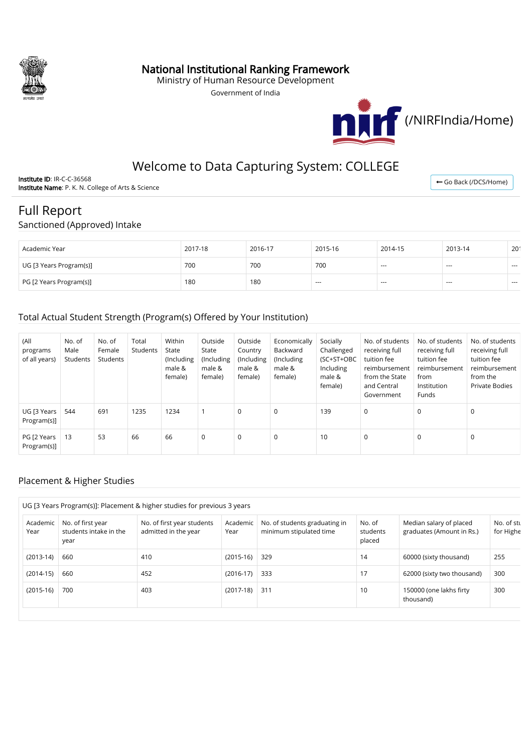# National Institutional Ranking Framework

Ministry of Human Resource Development

Government of India

(/NIRFIndia/Home)

## Welcome to Data Capturing System: COLLEGE

**Institute ID**: IR-C-C-36568
**Institute Name**: P. K. N. College of Arts & Science

Go Back (/DCS/Home)

## Full Report

### Sanctioned (Approved) Intake

| Academic Year | 2017-18 | 2016-17 | 2015-16 | 2014-15 | 2013-14 | 201 |
|---|---|---|---|---|---|---|
| UG [3 Years Program(s)] | 700 | 700 | 700 | --- | --- | --- |
| PG [2 Years Program(s)] | 180 | 180 | --- | --- | --- | --- |

### Total Actual Student Strength (Program(s) Offered by Your Institution)

| (All programs of all years) | No. of Male Students | No. of Female Students | Total Students | Within State (Including male & female) | Outside State (Including male & female) | Outside Country (Including male & female) | Economically Backward (Including male & female) | Socially Challenged (SC+ST+OBC Including male & female) | No. of students receiving full tuition fee reimbursement from the State and Central Government | No. of students receiving full tuition fee reimbursement from Institution Funds | No. of students receiving full tuition fee reimbursement from the Private Bodies |
|---|---|---|---|---|---|---|---|---|---|---|---|
| UG [3 Years Program(s)] | 544 | 691 | 1235 | 1234 | 1 | 0 | 0 | 139 | 0 | 0 | 0 |
| PG [2 Years Program(s)] | 13 | 53 | 66 | 66 | 0 | 0 | 0 | 10 | 0 | 0 | 0 |

### Placement & Higher Studies

UG [3 Years Program(s)]: Placement & higher studies for previous 3 years

| Academic Year | No. of first year students intake in the year | No. of first year students admitted in the year | Academic Year | No. of students graduating in minimum stipulated time | No. of students placed | Median salary of placed graduates (Amount in Rs.) | No. of stu for Highe |
|---|---|---|---|---|---|---|---|
| (2013-14) | 660 | 410 | (2015-16) | 329 | 14 | 60000 (sixty thousand) | 255 |
| (2014-15) | 660 | 452 | (2016-17) | 333 | 17 | 62000 (sixty two thousand) | 300 |
| (2015-16) | 700 | 403 | (2017-18) | 311 | 10 | 150000 (one lakhs firty thousand) | 300 |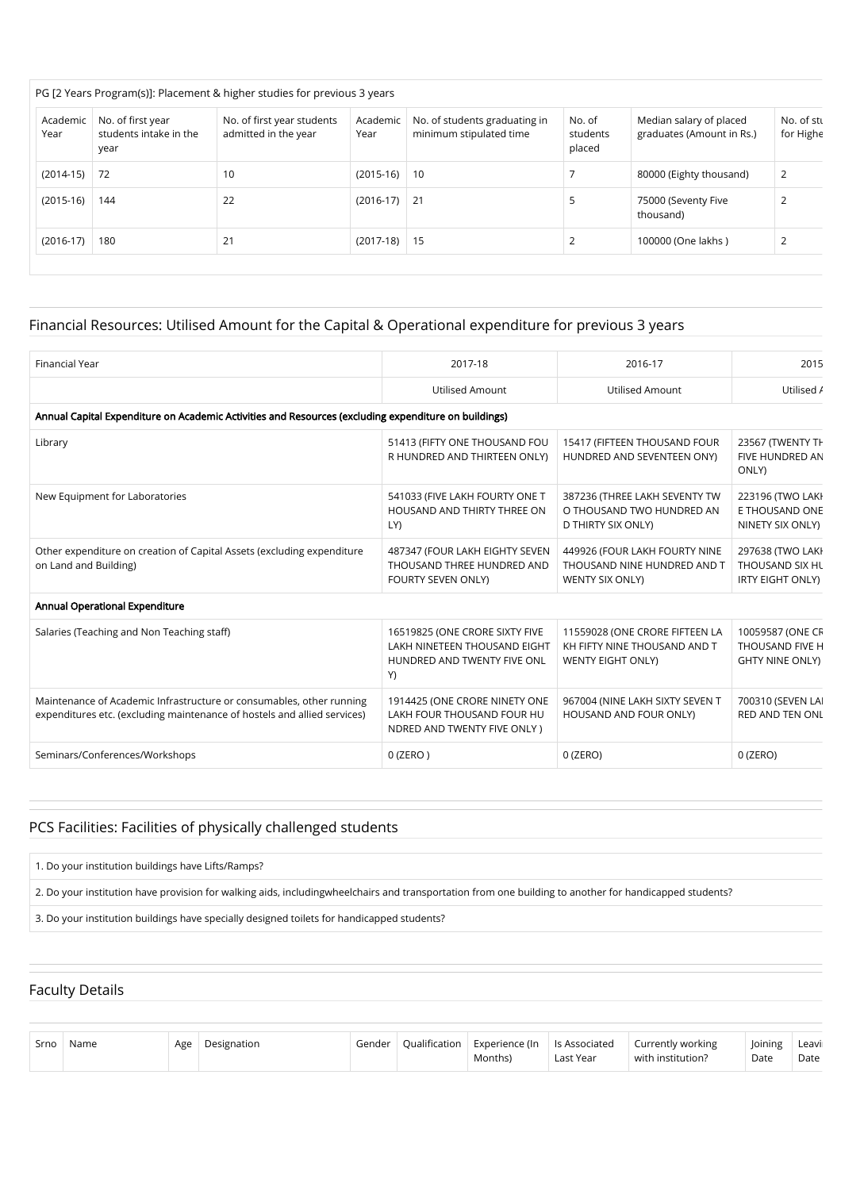PG [2 Years Program(s)]: Placement & higher studies for previous 3 years

| Academic Year | No. of first year students intake in the year | No. of first year students admitted in the year | Academic Year | No. of students graduating in minimum stipulated time | No. of students placed | Median salary of placed graduates (Amount in Rs.) | No. of stu for Highe |
|---|---|---|---|---|---|---|---|
| (2014-15) | 72 | 10 | (2015-16) | 10 | 7 | 80000 (Eighty thousand) | 2 |
| (2015-16) | 144 | 22 | (2016-17) | 21 | 5 | 75000 (Seventy Five thousand) | 2 |
| (2016-17) | 180 | 21 | (2017-18) | 15 | 2 | 100000 (One lakhs ) | 2 |

## Financial Resources: Utilised Amount for the Capital & Operational expenditure for previous 3 years

| Financial Year | 2017-18 | 2016-17 | 2015 |
|---|---|---|---|
| | Utilised Amount | Utilised Amount | Utilised A |
| **Annual Capital Expenditure on Academic Activities and Resources (excluding expenditure on buildings)** | | | |
| Library | 51413 (FIFTY ONE THOUSAND FOUR HUNDRED AND THIRTEEN ONLY) | 15417 (FIFTEEN THOUSAND FOUR HUNDRED AND SEVENTEEN ONY) | 23567 (TWENTY TH FIVE HUNDRED AN ONLY) |
| New Equipment for Laboratories | 541033 (FIVE LAKH FOURTY ONE THOUSAND AND THIRTY THREE ONLY) | 387236 (THREE LAKH SEVENTY TWO THOUSAND TWO HUNDRED AND THIRTY SIX ONLY) | 223196 (TWO LAKH E THOUSAND ONE NINETY SIX ONLY) |
| Other expenditure on creation of Capital Assets (excluding expenditure on Land and Building) | 487347 (FOUR LAKH EIGHTY SEVEN THOUSAND THREE HUNDRED AND FOURTY SEVEN ONLY) | 449926 (FOUR LAKH FOURTY NINE THOUSAND NINE HUNDRED AND TWENTY SIX ONLY) | 297638 (TWO LAKH THOUSAND SIX HU IRTY EIGHT ONLY) |
| **Annual Operational Expenditure** | | | |
| Salaries (Teaching and Non Teaching staff) | 16519825 (ONE CRORE SIXTY FIVE LAKH NINETEEN THOUSAND EIGHT HUNDRED AND TWENTY FIVE ONLY) | 11559028 (ONE CRORE FIFTEEN LAKH FIFTY NINE THOUSAND AND TWENTY EIGHT ONLY) | 10059587 (ONE CR THOUSAND FIVE H GHTY NINE ONLY) |
| Maintenance of Academic Infrastructure or consumables, other running expenditures etc. (excluding maintenance of hostels and allied services) | 1914425 (ONE CRORE NINETY ONE LAKH FOUR THOUSAND FOUR HUNDRED AND TWENTY FIVE ONLY ) | 967004 (NINE LAKH SIXTY SEVEN THOUSAND AND FOUR ONLY) | 700310 (SEVEN LA RED AND TEN ONL |
| Seminars/Conferences/Workshops | 0 (ZERO ) | 0 (ZERO) | 0 (ZERO) |

## PCS Facilities: Facilities of physically challenged students

1. Do your institution buildings have Lifts/Ramps?

2. Do your institution have provision for walking aids, includingwheelchairs and transportation from one building to another for handicapped students?

3. Do your institution buildings have specially designed toilets for handicapped students?

## Faculty Details

| Srno | Name | Age | Designation | Gender | Qualification | Experience (In Months) | Is Associated Last Year | Currently working with institution? | Joining Date | Leavi Date |
|---|---|---|---|---|---|---|---|---|---|---|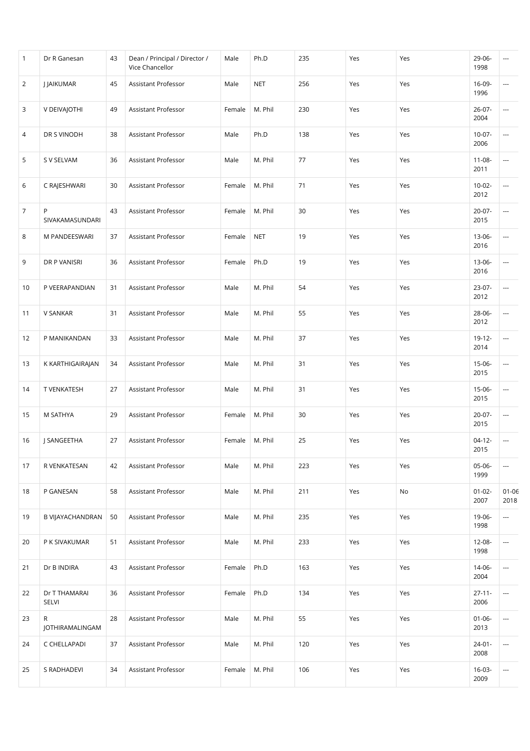| | | | | | | | | | | |
|---|---|---|---|---|---|---|---|---|---|---|
| 1 | Dr R Ganesan | 43 | Dean / Principal / Director / Vice Chancellor | Male | Ph.D | 235 | Yes | Yes | 29-06-1998 | --- |
| 2 | J JAIKUMAR | 45 | Assistant Professor | Male | NET | 256 | Yes | Yes | 16-09-1996 | --- |
| 3 | V DEIVAJOTHI | 49 | Assistant Professor | Female | M. Phil | 230 | Yes | Yes | 26-07-2004 | --- |
| 4 | DR S VINODH | 38 | Assistant Professor | Male | Ph.D | 138 | Yes | Yes | 10-07-2006 | --- |
| 5 | S V SELVAM | 36 | Assistant Professor | Male | M. Phil | 77 | Yes | Yes | 11-08-2011 | --- |
| 6 | C RAJESHWARI | 30 | Assistant Professor | Female | M. Phil | 71 | Yes | Yes | 10-02-2012 | --- |
| 7 | P SIVAKAMASUNDARI | 43 | Assistant Professor | Female | M. Phil | 30 | Yes | Yes | 20-07-2015 | --- |
| 8 | M PANDEESWARI | 37 | Assistant Professor | Female | NET | 19 | Yes | Yes | 13-06-2016 | --- |
| 9 | DR P VANISRI | 36 | Assistant Professor | Female | Ph.D | 19 | Yes | Yes | 13-06-2016 | --- |
| 10 | P VEERAPANDIAN | 31 | Assistant Professor | Male | M. Phil | 54 | Yes | Yes | 23-07-2012 | --- |
| 11 | V SANKAR | 31 | Assistant Professor | Male | M. Phil | 55 | Yes | Yes | 28-06-2012 | --- |
| 12 | P MANIKANDAN | 33 | Assistant Professor | Male | M. Phil | 37 | Yes | Yes | 19-12-2014 | --- |
| 13 | K KARTHIGAIRAJAN | 34 | Assistant Professor | Male | M. Phil | 31 | Yes | Yes | 15-06-2015 | --- |
| 14 | T VENKATESH | 27 | Assistant Professor | Male | M. Phil | 31 | Yes | Yes | 15-06-2015 | --- |
| 15 | M SATHYA | 29 | Assistant Professor | Female | M. Phil | 30 | Yes | Yes | 20-07-2015 | --- |
| 16 | J SANGEETHA | 27 | Assistant Professor | Female | M. Phil | 25 | Yes | Yes | 04-12-2015 | --- |
| 17 | R VENKATESAN | 42 | Assistant Professor | Male | M. Phil | 223 | Yes | Yes | 05-06-1999 | --- |
| 18 | P GANESAN | 58 | Assistant Professor | Male | M. Phil | 211 | Yes | No | 01-02-2007 | 01-06-2018 |
| 19 | B VIJAYACHANDRAN | 50 | Assistant Professor | Male | M. Phil | 235 | Yes | Yes | 19-06-1998 | --- |
| 20 | P K SIVAKUMAR | 51 | Assistant Professor | Male | M. Phil | 233 | Yes | Yes | 12-08-1998 | --- |
| 21 | Dr B INDIRA | 43 | Assistant Professor | Female | Ph.D | 163 | Yes | Yes | 14-06-2004 | --- |
| 22 | Dr T THAMARAI SELVI | 36 | Assistant Professor | Female | Ph.D | 134 | Yes | Yes | 27-11-2006 | --- |
| 23 | R JOTHIRAMALINGAM | 28 | Assistant Professor | Male | M. Phil | 55 | Yes | Yes | 01-06-2013 | --- |
| 24 | C CHELLAPADI | 37 | Assistant Professor | Male | M. Phil | 120 | Yes | Yes | 24-01-2008 | --- |
| 25 | S RADHADEVI | 34 | Assistant Professor | Female | M. Phil | 106 | Yes | Yes | 16-03-2009 | --- |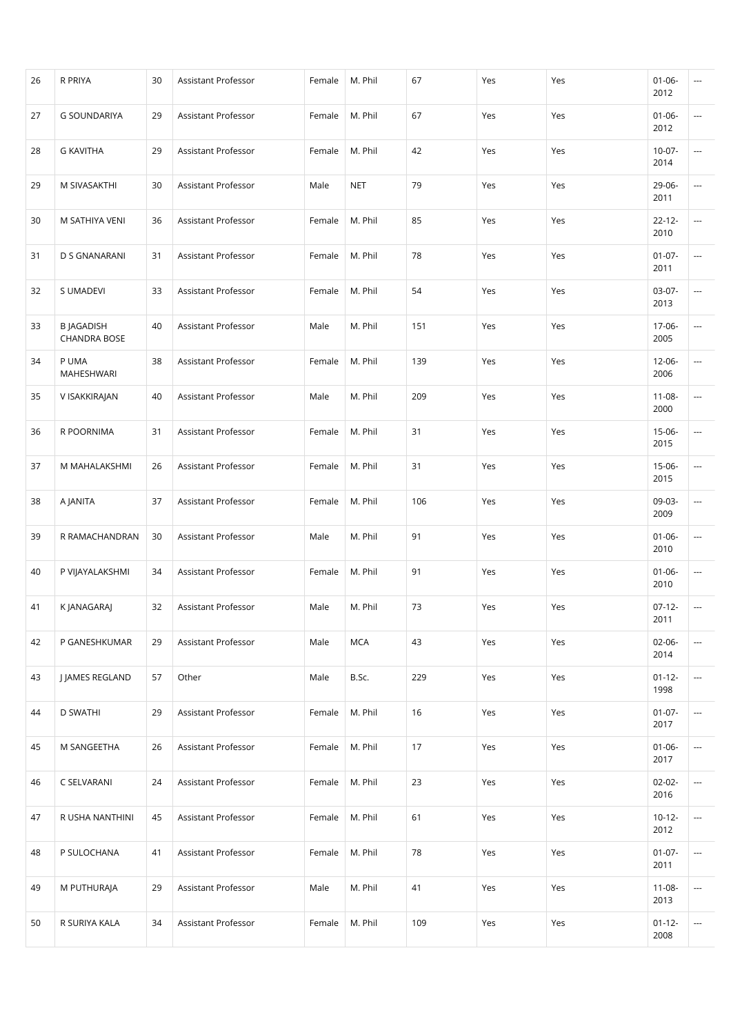| | | | | | | | | | | |
|---|---|---|---|---|---|---|---|---|---|---|
| 26 | R PRIYA | 30 | Assistant Professor | Female | M. Phil | 67 | Yes | Yes | 01-06-2012 | --- |
| 27 | G SOUNDARIYA | 29 | Assistant Professor | Female | M. Phil | 67 | Yes | Yes | 01-06-2012 | --- |
| 28 | G KAVITHA | 29 | Assistant Professor | Female | M. Phil | 42 | Yes | Yes | 10-07-2014 | --- |
| 29 | M SIVASAKTHI | 30 | Assistant Professor | Male | NET | 79 | Yes | Yes | 29-06-2011 | --- |
| 30 | M SATHIYA VENI | 36 | Assistant Professor | Female | M. Phil | 85 | Yes | Yes | 22-12-2010 | --- |
| 31 | D S GNANARANI | 31 | Assistant Professor | Female | M. Phil | 78 | Yes | Yes | 01-07-2011 | --- |
| 32 | S UMADEVI | 33 | Assistant Professor | Female | M. Phil | 54 | Yes | Yes | 03-07-2013 | --- |
| 33 | B JAGADISH CHANDRA BOSE | 40 | Assistant Professor | Male | M. Phil | 151 | Yes | Yes | 17-06-2005 | --- |
| 34 | P UMA MAHESHWARI | 38 | Assistant Professor | Female | M. Phil | 139 | Yes | Yes | 12-06-2006 | --- |
| 35 | V ISAKKIRAJAN | 40 | Assistant Professor | Male | M. Phil | 209 | Yes | Yes | 11-08-2000 | --- |
| 36 | R POORNIMA | 31 | Assistant Professor | Female | M. Phil | 31 | Yes | Yes | 15-06-2015 | --- |
| 37 | M MAHALAKSHMI | 26 | Assistant Professor | Female | M. Phil | 31 | Yes | Yes | 15-06-2015 | --- |
| 38 | A JANITA | 37 | Assistant Professor | Female | M. Phil | 106 | Yes | Yes | 09-03-2009 | --- |
| 39 | R RAMACHANDRAN | 30 | Assistant Professor | Male | M. Phil | 91 | Yes | Yes | 01-06-2010 | --- |
| 40 | P VIJAYALAKSHMI | 34 | Assistant Professor | Female | M. Phil | 91 | Yes | Yes | 01-06-2010 | --- |
| 41 | K JANAGARAJ | 32 | Assistant Professor | Male | M. Phil | 73 | Yes | Yes | 07-12-2011 | --- |
| 42 | P GANESHKUMAR | 29 | Assistant Professor | Male | MCA | 43 | Yes | Yes | 02-06-2014 | --- |
| 43 | J JAMES REGLAND | 57 | Other | Male | B.Sc. | 229 | Yes | Yes | 01-12-1998 | --- |
| 44 | D SWATHI | 29 | Assistant Professor | Female | M. Phil | 16 | Yes | Yes | 01-07-2017 | --- |
| 45 | M SANGEETHA | 26 | Assistant Professor | Female | M. Phil | 17 | Yes | Yes | 01-06-2017 | --- |
| 46 | C SELVARANI | 24 | Assistant Professor | Female | M. Phil | 23 | Yes | Yes | 02-02-2016 | --- |
| 47 | R USHA NANTHINI | 45 | Assistant Professor | Female | M. Phil | 61 | Yes | Yes | 10-12-2012 | --- |
| 48 | P SULOCHANA | 41 | Assistant Professor | Female | M. Phil | 78 | Yes | Yes | 01-07-2011 | --- |
| 49 | M PUTHURAJA | 29 | Assistant Professor | Male | M. Phil | 41 | Yes | Yes | 11-08-2013 | --- |
| 50 | R SURIYA KALA | 34 | Assistant Professor | Female | M. Phil | 109 | Yes | Yes | 01-12-2008 | --- |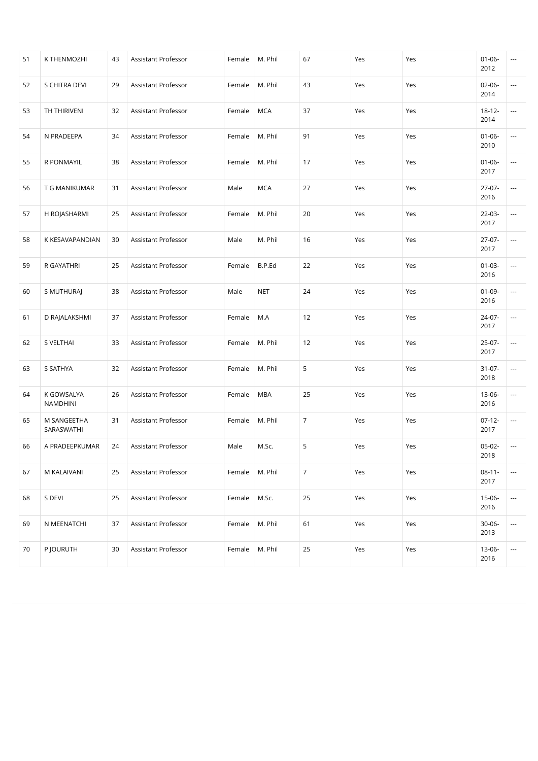| | | | | | | | | | | |
|---|---|---|---|---|---|---|---|---|---|---|
| 51 | K THENMOZHI | 43 | Assistant Professor | Female | M. Phil | 67 | Yes | Yes | 01-06-2012 | --- |
| 52 | S CHITRA DEVI | 29 | Assistant Professor | Female | M. Phil | 43 | Yes | Yes | 02-06-2014 | --- |
| 53 | TH THIRIVENI | 32 | Assistant Professor | Female | MCA | 37 | Yes | Yes | 18-12-2014 | --- |
| 54 | N PRADEEPA | 34 | Assistant Professor | Female | M. Phil | 91 | Yes | Yes | 01-06-2010 | --- |
| 55 | R PONMAYIL | 38 | Assistant Professor | Female | M. Phil | 17 | Yes | Yes | 01-06-2017 | --- |
| 56 | T G MANIKUMAR | 31 | Assistant Professor | Male | MCA | 27 | Yes | Yes | 27-07-2016 | --- |
| 57 | H ROJASHARMI | 25 | Assistant Professor | Female | M. Phil | 20 | Yes | Yes | 22-03-2017 | --- |
| 58 | K KESAVAPANDIAN | 30 | Assistant Professor | Male | M. Phil | 16 | Yes | Yes | 27-07-2017 | --- |
| 59 | R GAYATHRI | 25 | Assistant Professor | Female | B.P.Ed | 22 | Yes | Yes | 01-03-2016 | --- |
| 60 | S MUTHURAJ | 38 | Assistant Professor | Male | NET | 24 | Yes | Yes | 01-09-2016 | --- |
| 61 | D RAJALAKSHMI | 37 | Assistant Professor | Female | M.A | 12 | Yes | Yes | 24-07-2017 | --- |
| 62 | S VELTHAI | 33 | Assistant Professor | Female | M. Phil | 12 | Yes | Yes | 25-07-2017 | --- |
| 63 | S SATHYA | 32 | Assistant Professor | Female | M. Phil | 5 | Yes | Yes | 31-07-2018 | --- |
| 64 | K GOWSALYA NAMDHINI | 26 | Assistant Professor | Female | MBA | 25 | Yes | Yes | 13-06-2016 | --- |
| 65 | M SANGEETHA SARASWATHI | 31 | Assistant Professor | Female | M. Phil | 7 | Yes | Yes | 07-12-2017 | --- |
| 66 | A PRADEEPKUMAR | 24 | Assistant Professor | Male | M.Sc. | 5 | Yes | Yes | 05-02-2018 | --- |
| 67 | M KALAIVANI | 25 | Assistant Professor | Female | M. Phil | 7 | Yes | Yes | 08-11-2017 | --- |
| 68 | S DEVI | 25 | Assistant Professor | Female | M.Sc. | 25 | Yes | Yes | 15-06-2016 | --- |
| 69 | N MEENATCHI | 37 | Assistant Professor | Female | M. Phil | 61 | Yes | Yes | 30-06-2013 | --- |
| 70 | P JOURUTH | 30 | Assistant Professor | Female | M. Phil | 25 | Yes | Yes | 13-06-2016 | --- |